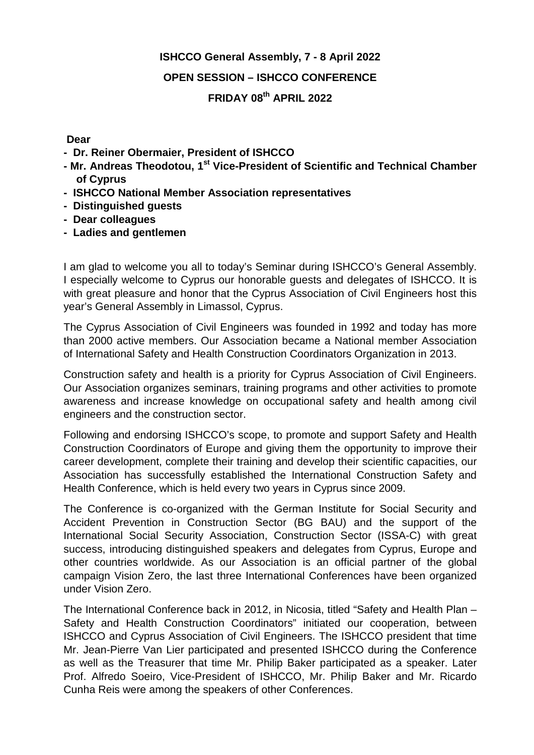**ISHCCO General Assembly, 7 - 8 April 2022**

**OPEN SESSION – ISHCCO CONFERENCE**

**FRIDAY 08th APRIL 2022**

**Dear**

- **Dr. Reiner Obermaier, President of ISHCCO**
- **Mr. Andreas Theodotou, 1st Vice-President of Scientific and Technical Chamber of Cyprus**
- **ISHCCO National Member Association representatives**
- **Distinguished guests**
- **Dear colleagues**
- **Ladies and gentlemen**

I am glad to welcome you all to today's Seminar during ISHCCO's General Assembly. I especially welcome to Cyprus our honorable guests and delegates of ISHCCO. It is with great pleasure and honor that the Cyprus Association of Civil Engineers host this year's General Assembly in Limassol, Cyprus.

The Cyprus Association of Civil Engineers was founded in 1992 and today has more than 2000 active members. Our Association became a National member Association of International Safety and Health Construction Coordinators Organization in 2013.

Construction safety and health is a priority for Cyprus Association of Civil Engineers. Our Association organizes seminars, training programs and other activities to promote awareness and increase knowledge on occupational safety and health among civil engineers and the construction sector.

Following and endorsing ISHCCO's scope, to promote and support Safety and Health Construction Coordinators of Europe and giving them the opportunity to improve their career development, complete their training and develop their scientific capacities, our Association has successfully established the International Construction Safety and Health Conference, which is held every two years in Cyprus since 2009.

The Conference is co-organized with the German Institute for Social Security and Accident Prevention in Construction Sector (BG BAU) and the support of the International Social Security Association, Construction Sector (ISSA-C) with great success, introducing distinguished speakers and delegates from Cyprus, Europe and other countries worldwide. As our Association is an official partner of the global campaign Vision Zero, the last three International Conferences have been organized under Vision Zero.

The International Conference back in 2012, in Nicosia, titled "Safety and Health Plan – Safety and Health Construction Coordinators" initiated our cooperation, between ISHCCO and Cyprus Association of Civil Engineers. The ISHCCO president that time Mr. Jean-Pierre Van Lier participated and presented ISHCCO during the Conference as well as the Treasurer that time Mr. Philip Baker participated as a speaker. Later Prof. Alfredo Soeiro, Vice-President of ISHCCO, Mr. Philip Baker and Mr. Ricardo Cunha Reis were among the speakers of other Conferences.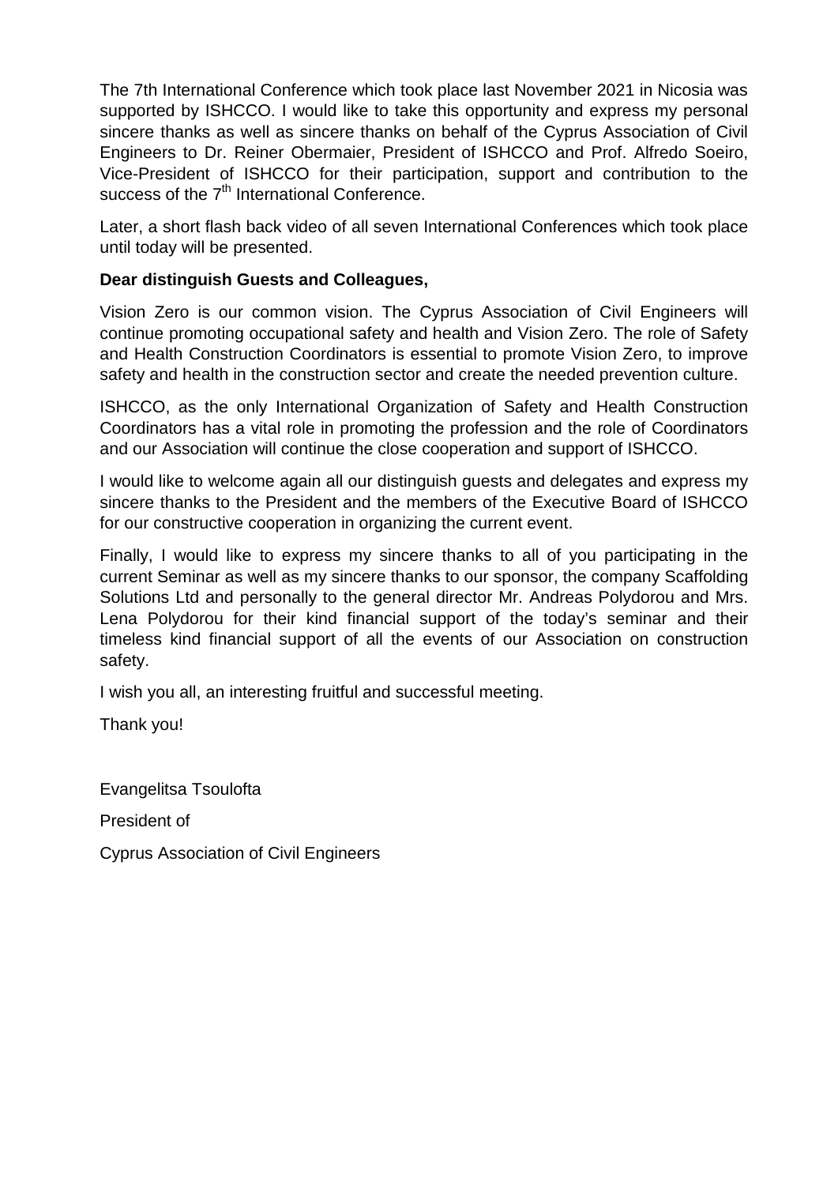The 7th International Conference which took place last November 2021 in Nicosia was supported by ISHCCO. I would like to take this opportunity and express my personal sincere thanks as well as sincere thanks on behalf of the Cyprus Association of Civil Engineers to Dr. Reiner Obermaier, President of ISHCCO and Prof. Alfredo Soeiro, Vice-President of ISHCCO for their participation, support and contribution to the success of the 7th International Conference.

Later, a short flash back video of all seven International Conferences which took place until today will be presented.

**Dear distinguish Guests and Colleagues,**

Vision Zero is our common vision. The Cyprus Association of Civil Engineers will continue promoting occupational safety and health and Vision Zero. The role of Safety and Health Construction Coordinators is essential to promote Vision Zero, to improve safety and health in the construction sector and create the needed prevention culture.

ISHCCO, as the only International Organization of Safety and Health Construction Coordinators has a vital role in promoting the profession and the role of Coordinators and our Association will continue the close cooperation and support of ISHCCO.

I would like to welcome again all our distinguish guests and delegates and express my sincere thanks to the President and the members of the Executive Board of ISHCCO for our constructive cooperation in organizing the current event.

Finally, I would like to express my sincere thanks to all of you participating in the current Seminar as well as my sincere thanks to our sponsor, the company Scaffolding Solutions Ltd and personally to the general director Mr. Andreas Polydorou and Mrs. Lena Polydorou for their kind financial support of the today's seminar and their timeless kind financial support of all the events of our Association on construction safety.

I wish you all, an interesting fruitful and successful meeting.

Thank you!

Evangelitsa Tsoulofta

President of

Cyprus Association of Civil Engineers